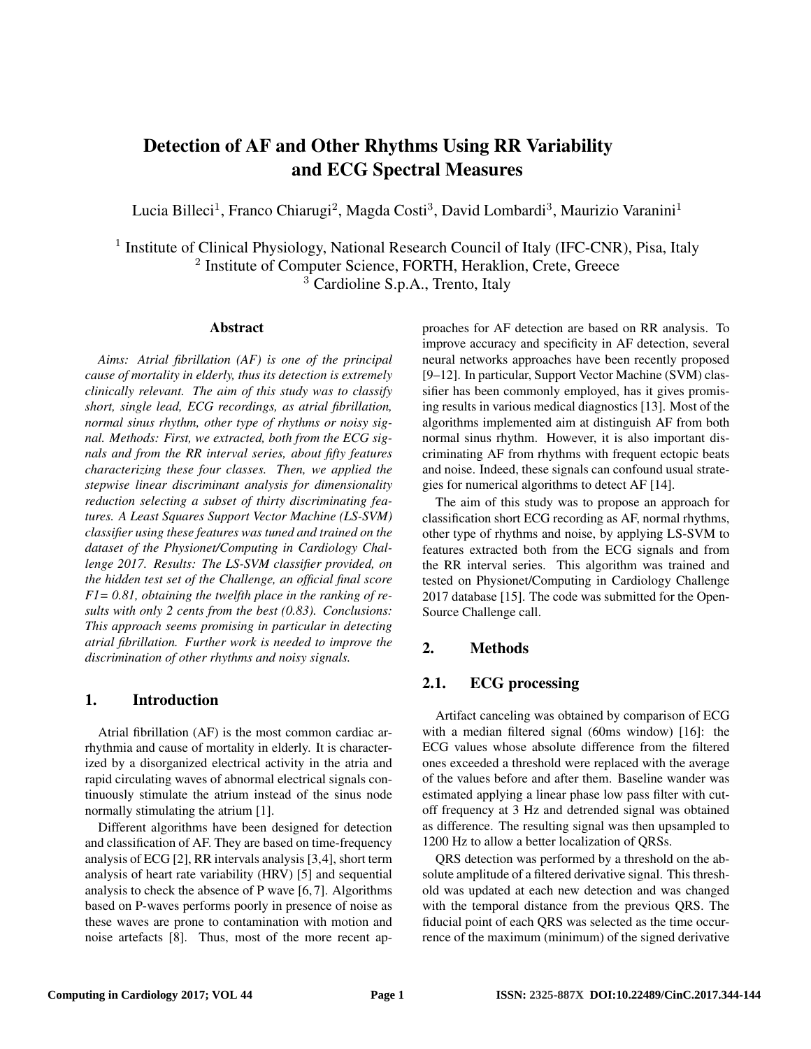# Detection of AF and Other Rhythms Using RR Variability and ECG Spectral Measures

Lucia Billeci[1], Franco Chiarugi[2], Magda Costi[3], David Lombardi[3], Maurizio Varanini[1]

[1] Institute of Clinical Physiology, National Research Council of Italy (IFC-CNR), Pisa, Italy
[2] Institute of Computer Science, FORTH, Heraklion, Crete, Greece
[3] Cardioline S.p.A., Trento, Italy

## Abstract

*Aims: Atrial fibrillation (AF) is one of the principal cause of mortality in elderly, thus its detection is extremely clinically relevant. The aim of this study was to classify short, single lead, ECG recordings, as atrial fibrillation, normal sinus rhythm, other type of rhythms or noisy signal. Methods: First, we extracted, both from the ECG signals and from the RR interval series, about fifty features characterizing these four classes. Then, we applied the stepwise linear discriminant analysis for dimensionality reduction selecting a subset of thirty discriminating features. A Least Squares Support Vector Machine (LS-SVM) classifier using these features was tuned and trained on the dataset of the Physionet/Computing in Cardiology Challenge 2017. Results: The LS-SVM classifier provided, on the hidden test set of the Challenge, an official final score F1= 0.81, obtaining the twelfth place in the ranking of results with only 2 cents from the best (0.83). Conclusions: This approach seems promising in particular in detecting atrial fibrillation. Further work is needed to improve the discrimination of other rhythms and noisy signals.*

## 1. Introduction

Atrial fibrillation (AF) is the most common cardiac arrhythmia and cause of mortality in elderly. It is characterized by a disorganized electrical activity in the atria and rapid circulating waves of abnormal electrical signals continuously stimulate the atrium instead of the sinus node normally stimulating the atrium [1].

Different algorithms have been designed for detection and classification of AF. They are based on time-frequency analysis of ECG [2], RR intervals analysis [3,4], short term analysis of heart rate variability (HRV) [5] and sequential analysis to check the absence of P wave [6,7]. Algorithms based on P-waves performs poorly in presence of noise as these waves are prone to contamination with motion and noise artefacts [8]. Thus, most of the more recent approaches for AF detection are based on RR analysis. To improve accuracy and specificity in AF detection, several neural networks approaches have been recently proposed [9–12]. In particular, Support Vector Machine (SVM) classifier has been commonly employed, has it gives promising results in various medical diagnostics [13]. Most of the algorithms implemented aim at distinguish AF from both normal sinus rhythm. However, it is also important discriminating AF from rhythms with frequent ectopic beats and noise. Indeed, these signals can confound usual strategies for numerical algorithms to detect AF [14].

The aim of this study was to propose an approach for classification short ECG recording as AF, normal rhythms, other type of rhythms and noise, by applying LS-SVM to features extracted both from the ECG signals and from the RR interval series. This algorithm was trained and tested on Physionet/Computing in Cardiology Challenge 2017 database [15]. The code was submitted for the Open-Source Challenge call.

## 2. Methods

### 2.1. ECG processing

Artifact canceling was obtained by comparison of ECG with a median filtered signal (60ms window) [16]: the ECG values whose absolute difference from the filtered ones exceeded a threshold were replaced with the average of the values before and after them. Baseline wander was estimated applying a linear phase low pass filter with cut-off frequency at 3 Hz and detrended signal was obtained as difference. The resulting signal was then upsampled to 1200 Hz to allow a better localization of QRSs.

QRS detection was performed by a threshold on the absolute amplitude of a filtered derivative signal. This threshold was updated at each new detection and was changed with the temporal distance from the previous QRS. The fiducial point of each QRS was selected as the time occurrence of the maximum (minimum) of the signed derivative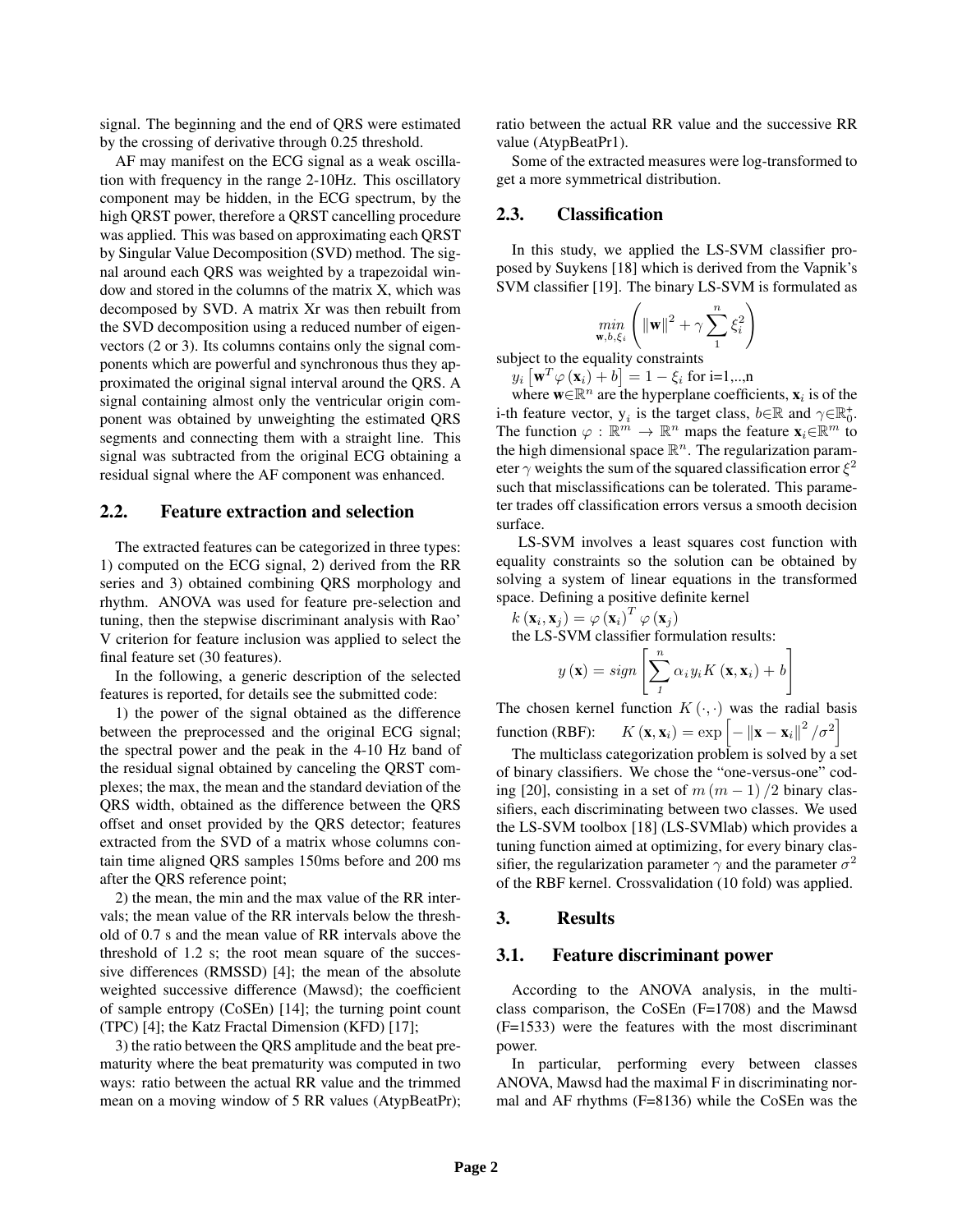signal. The beginning and the end of QRS were estimated by the crossing of derivative through 0.25 threshold.

AF may manifest on the ECG signal as a weak oscillation with frequency in the range 2-10Hz. This oscillatory component may be hidden, in the ECG spectrum, by the high QRST power, therefore a QRST cancelling procedure was applied. This was based on approximating each QRST by Singular Value Decomposition (SVD) method. The signal around each QRS was weighted by a trapezoidal window and stored in the columns of the matrix X, which was decomposed by SVD. A matrix Xr was then rebuilt from the SVD decomposition using a reduced number of eigenvectors (2 or 3). Its columns contains only the signal components which are powerful and synchronous thus they approximated the original signal interval around the QRS. A signal containing almost only the ventricular origin component was obtained by unweighting the estimated QRS segments and connecting them with a straight line. This signal was subtracted from the original ECG obtaining a residual signal where the AF component was enhanced.

## 2.2. Feature extraction and selection

The extracted features can be categorized in three types: 1) computed on the ECG signal, 2) derived from the RR series and 3) obtained combining QRS morphology and rhythm. ANOVA was used for feature pre-selection and tuning, then the stepwise discriminant analysis with Rao' V criterion for feature inclusion was applied to select the final feature set (30 features).

In the following, a generic description of the selected features is reported, for details see the submitted code:

1) the power of the signal obtained as the difference between the preprocessed and the original ECG signal; the spectral power and the peak in the 4-10 Hz band of the residual signal obtained by canceling the QRST complexes; the max, the mean and the standard deviation of the QRS width, obtained as the difference between the QRS offset and onset provided by the QRS detector; features extracted from the SVD of a matrix whose columns contain time aligned QRS samples 150ms before and 200 ms after the QRS reference point;

2) the mean, the min and the max value of the RR intervals; the mean value of the RR intervals below the threshold of 0.7 s and the mean value of RR intervals above the threshold of 1.2 s; the root mean square of the successive differences (RMSSD) [4]; the mean of the absolute weighted successive difference (Mawsd); the coefficient of sample entropy (CoSEn) [14]; the turning point count (TPC) [4]; the Katz Fractal Dimension (KFD) [17];

3) the ratio between the QRS amplitude and the beat prematurity where the beat prematurity was computed in two ways: ratio between the actual RR value and the trimmed mean on a moving window of 5 RR values (AtypBeatPr); ratio between the actual RR value and the successive RR value (AtypBeatPr1).

Some of the extracted measures were log-transformed to get a more symmetrical distribution.

## 2.3. Classification

In this study, we applied the LS-SVM classifier proposed by Suykens [18] which is derived from the Vapnik's SVM classifier [19]. The binary LS-SVM is formulated as

$$\min_{\mathbf{w},b,\xi_i} \left( \|\mathbf{w}\|^2 + \gamma \sum_{1}^{n} \xi_i^2 \right)$$

subject to the equality constraints

$y_i \left[ \mathbf{w}^T \varphi(\mathbf{x}_i) + b \right] = 1 - \xi_i$ for i=1,..,n

where $\mathbf{w} \in \mathbb{R}^n$ are the hyperplane coefficients, $\mathbf{x}_i$ is of the i-th feature vector, $y_i$ is the target class, $b \in \mathbb{R}$ and $\gamma \in \mathbb{R}_0^+$. The function $\varphi : \mathbb{R}^m \rightarrow \mathbb{R}^n$ maps the feature $\mathbf{x}_i \in \mathbb{R}^m$ to the high dimensional space $\mathbb{R}^n$. The regularization parameter $\gamma$ weights the sum of the squared classification error $\xi^2$ such that misclassifications can be tolerated. This parameter trades off classification errors versus a smooth decision surface.

LS-SVM involves a least squares cost function with equality constraints so the solution can be obtained by solving a system of linear equations in the transformed space. Defining a positive definite kernel

$k(\mathbf{x}_i, \mathbf{x}_j) = \varphi(\mathbf{x}_i)^T \varphi(\mathbf{x}_j)$

the LS-SVM classifier formulation results:

$$y(\mathbf{x}) = sign \left[ \sum_{1}^{n} \alpha_i y_i K(\mathbf{x}, \mathbf{x}_i) + b \right]$$

The chosen kernel function $K(\cdot, \cdot)$ was the radial basis function (RBF): $K(\mathbf{x}, \mathbf{x}_i) = \exp\left[ -\|\mathbf{x} - \mathbf{x}_i\|^2 / \sigma^2 \right]$

The multiclass categorization problem is solved by a set of binary classifiers. We chose the "one-versus-one" coding [20], consisting in a set of $m(m-1)/2$ binary classifiers, each discriminating between two classes. We used the LS-SVM toolbox [18] (LS-SVMlab) which provides a tuning function aimed at optimizing, for every binary classifier, the regularization parameter $\gamma$ and the parameter $\sigma^2$ of the RBF kernel. Crossvalidation (10 fold) was applied.

# 3. Results

## 3.1. Feature discriminant power

According to the ANOVA analysis, in the multiclass comparison, the CoSEn (F=1708) and the Mawsd (F=1533) were the features with the most discriminant power.

In particular, performing every between classes ANOVA, Mawsd had the maximal F in discriminating normal and AF rhythms (F=8136) while the CoSEn was the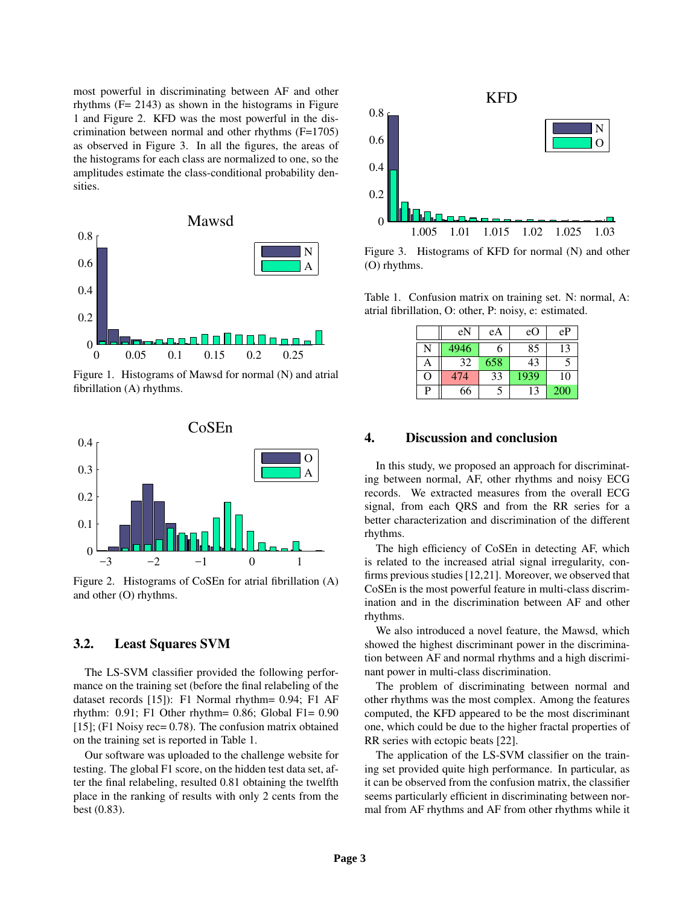most powerful in discriminating between AF and other rhythms (F= 2143) as shown in the histograms in Figure 1 and Figure 2. KFD was the most powerful in the discrimination between normal and other rhythms (F=1705) as observed in Figure 3. In all the figures, the areas of the histograms for each class are normalized to one, so the amplitudes estimate the class-conditional probability densities.

Figure 1. Histograms of Mawsd for normal (N) and atrial fibrillation (A) rhythms.

Figure 2. Histograms of CoSEn for atrial fibrillation (A) and other (O) rhythms.

## 3.2. Least Squares SVM

The LS-SVM classifier provided the following performance on the training set (before the final relabeling of the dataset records [15]): F1 Normal rhythm= 0.94; F1 AF rhythm: 0.91; F1 Other rhythm= 0.86; Global F1= 0.90 [15]; (F1 Noisy rec= 0.78). The confusion matrix obtained on the training set is reported in Table 1.

Our software was uploaded to the challenge website for testing. The global F1 score, on the hidden test data set, after the final relabeling, resulted 0.81 obtaining the twelfth place in the ranking of results with only 2 cents from the best (0.83).

Figure 3. Histograms of KFD for normal (N) and other (O) rhythms.

Table 1. Confusion matrix on training set. N: normal, A: atrial fibrillation, O: other, P: noisy, e: estimated.

| | eN | eA | eO | eP |
|---|---|---|---|---|
| N | 4946 | 6 | 85 | 13 |
| A | 32 | 658 | 43 | 5 |
| O | 474 | 33 | 1939 | 10 |
| P | 66 | 5 | 13 | 200 |

## 4. Discussion and conclusion

In this study, we proposed an approach for discriminating between normal, AF, other rhythms and noisy ECG records. We extracted measures from the overall ECG signal, from each QRS and from the RR series for a better characterization and discrimination of the different rhythms.

The high efficiency of CoSEn in detecting AF, which is related to the increased atrial signal irregularity, confirms previous studies [12,21]. Moreover, we observed that CoSEn is the most powerful feature in multi-class discrimination and in the discrimination between AF and other rhythms.

We also introduced a novel feature, the Mawsd, which showed the highest discriminant power in the discrimination between AF and normal rhythms and a high discriminant power in multi-class discrimination.

The problem of discriminating between normal and other rhythms was the most complex. Among the features computed, the KFD appeared to be the most discriminant one, which could be due to the higher fractal properties of RR series with ectopic beats [22].

The application of the LS-SVM classifier on the training set provided quite high performance. In particular, as it can be observed from the confusion matrix, the classifier seems particularly efficient in discriminating between normal from AF rhythms and AF from other rhythms while it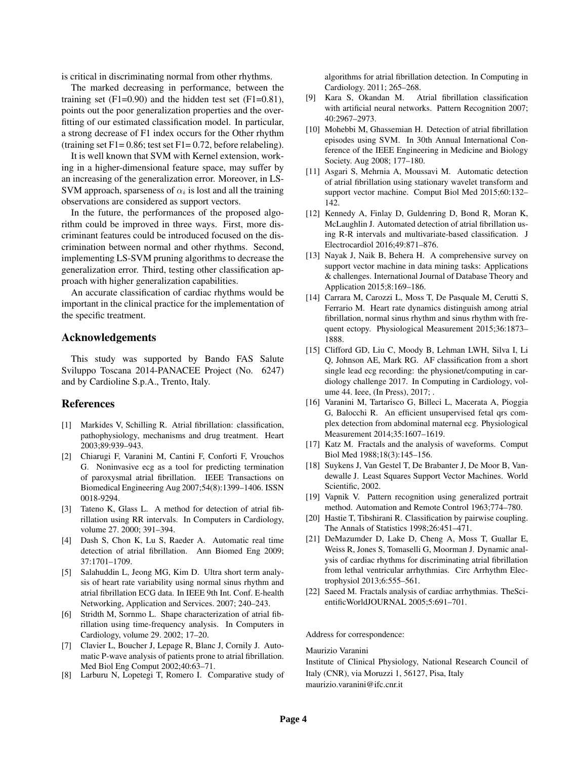is critical in discriminating normal from other rhythms.

The marked decreasing in performance, between the training set (F1=0.90) and the hidden test set (F1=0.81), points out the poor generalization properties and the overfitting of our estimated classification model. In particular, a strong decrease of F1 index occurs for the Other rhythm (training set F1= 0.86; test set F1= 0.72, before relabeling).

It is well known that SVM with Kernel extension, working in a higher-dimensional feature space, may suffer by an increasing of the generalization error. Moreover, in LS-SVM approach, sparseness of $\alpha_i$ is lost and all the training observations are considered as support vectors.

In the future, the performances of the proposed algorithm could be improved in three ways. First, more discriminant features could be introduced focused on the discrimination between normal and other rhythms. Second, implementing LS-SVM pruning algorithms to decrease the generalization error. Third, testing other classification approach with higher generalization capabilities.

An accurate classification of cardiac rhythms would be important in the clinical practice for the implementation of the specific treatment.

## Acknowledgements

This study was supported by Bando FAS Salute Sviluppo Toscana 2014-PANACEE Project (No. 6247) and by Cardioline S.p.A., Trento, Italy.

## References

[1] Markides V, Schilling R. Atrial fibrillation: classification, pathophysiology, mechanisms and drug treatment. Heart 2003;89:939–943.

[2] Chiarugi F, Varanini M, Cantini F, Conforti F, Vrouchos G. Noninvasive ecg as a tool for predicting termination of paroxysmal atrial fibrillation. IEEE Transactions on Biomedical Engineering Aug 2007;54(8):1399–1406. ISSN 0018-9294.

[3] Tateno K, Glass L. A method for detection of atrial fibrillation using RR intervals. In Computers in Cardiology, volume 27. 2000; 391–394.

[4] Dash S, Chon K, Lu S, Raeder A. Automatic real time detection of atrial fibrillation. Ann Biomed Eng 2009; 37:1701–1709.

[5] Salahuddin L, Jeong MG, Kim D. Ultra short term analysis of heart rate variability using normal sinus rhythm and atrial fibrillation ECG data. In IEEE 9th Int. Conf. E-health Networking, Application and Services. 2007; 240–243.

[6] Stridth M, Sornmo L. Shape characterization of atrial fibrillation using time-frequency analysis. In Computers in Cardiology, volume 29. 2002; 17–20.

[7] Clavier L, Boucher J, Lepage R, Blanc J, Cornily J. Automatic P-wave analysis of patients prone to atrial fibrillation. Med Biol Eng Comput 2002;40:63–71.

[8] Larburu N, Lopetegi T, Romero I. Comparative study of algorithms for atrial fibrillation detection. In Computing in Cardiology. 2011; 265–268.

[9] Kara S, Okandan M. Atrial fibrillation classification with artificial neural networks. Pattern Recognition 2007; 40:2967–2973.

[10] Mohebbi M, Ghassemian H. Detection of atrial fibrillation episodes using SVM. In 30th Annual International Conference of the IEEE Engineering in Medicine and Biology Society. Aug 2008; 177–180.

[11] Asgari S, Mehrnia A, Moussavi M. Automatic detection of atrial fibrillation using stationary wavelet transform and support vector machine. Comput Biol Med 2015;60:132–142.

[12] Kennedy A, Finlay D, Guldenring D, Bond R, Moran K, McLaughlin J. Automated detection of atrial fibrillation using R-R intervals and multivariate-based classification. J Electrocardiol 2016;49:871–876.

[13] Nayak J, Naik B, Behera H. A comprehensive survey on support vector machine in data mining tasks: Applications & challenges. International Journal of Database Theory and Application 2015;8:169–186.

[14] Carrara M, Carozzi L, Moss T, De Pasquale M, Cerutti S, Ferrario M. Heart rate dynamics distinguish among atrial fibrillation, normal sinus rhythm and sinus rhythm with frequent ectopy. Physiological Measurement 2015;36:1873–1888.

[15] Clifford GD, Liu C, Moody B, Lehman LWH, Silva I, Li Q, Johnson AE, Mark RG. AF classification from a short single lead ecg recording: the physionet/computing in cardiology challenge 2017. In Computing in Cardiology, volume 44. Ieee, (In Press), 2017; .

[16] Varanini M, Tartarisco G, Billeci L, Macerata A, Pioggia G, Balocchi R. An efficient unsupervised fetal qrs complex detection from abdominal maternal ecg. Physiological Measurement 2014;35:1607–1619.

[17] Katz M. Fractals and the analysis of waveforms. Comput Biol Med 1988;18(3):145–156.

[18] Suykens J, Van Gestel T, De Brabanter J, De Moor B, Vandewalle J. Least Squares Support Vector Machines. World Scientific, 2002.

[19] Vapnik V. Pattern recognition using generalized portrait method. Automation and Remote Control 1963;774–780.

[20] Hastie T, Tibshirani R. Classification by pairwise coupling. The Annals of Statistics 1998;26:451–471.

[21] DeMazumder D, Lake D, Cheng A, Moss T, Guallar E, Weiss R, Jones S, Tomaselli G, Moorman J. Dynamic analysis of cardiac rhythms for discriminating atrial fibrillation from lethal ventricular arrhythmias. Circ Arrhythm Electrophysiol 2013;6:555–561.

[22] Saeed M. Fractals analysis of cardiac arrhythmias. TheScientificWorldJOURNAL 2005;5:691–701.

Address for correspondence:

Maurizio Varanini
Institute of Clinical Physiology, National Research Council of Italy (CNR), via Moruzzi 1, 56127, Pisa, Italy
maurizio.varanini@ifc.cnr.it